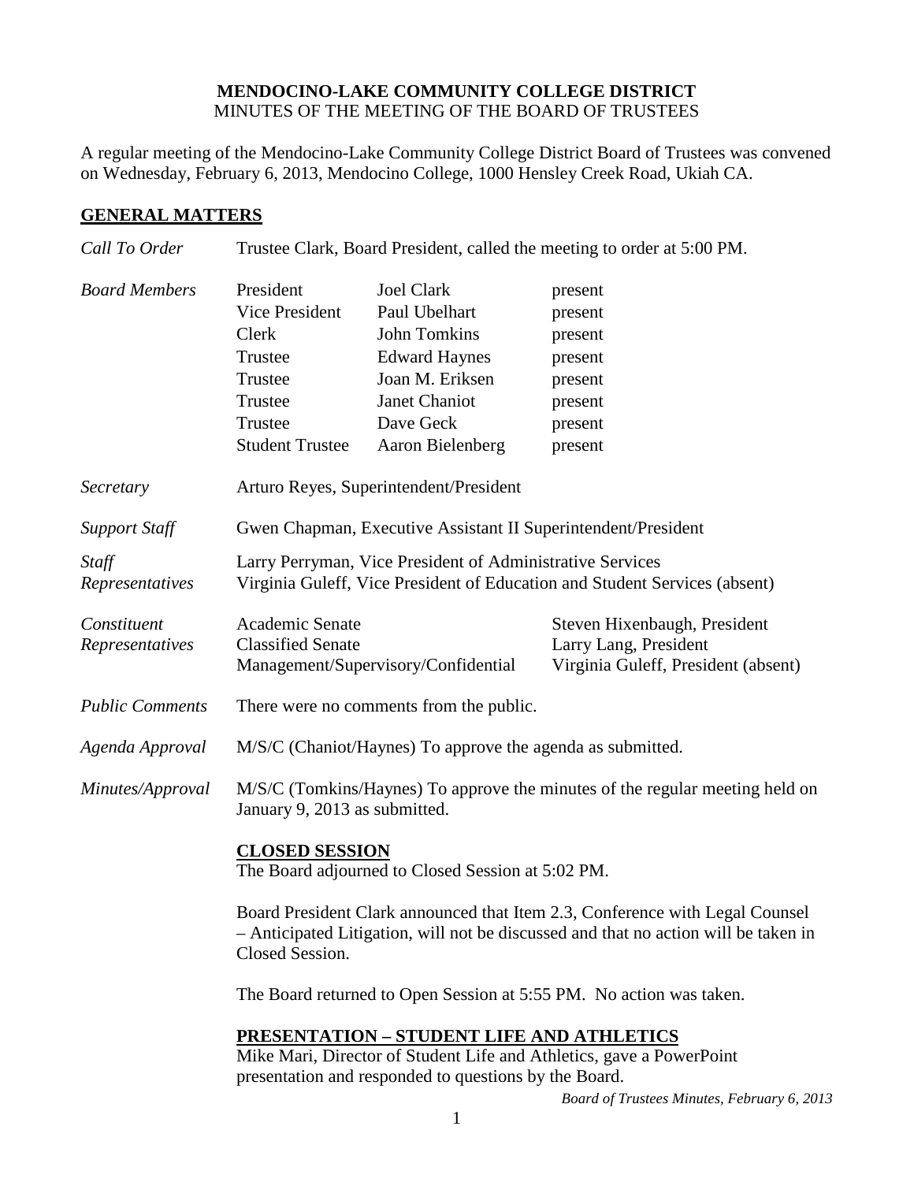**MENDOCINO-LAKE COMMUNITY COLLEGE DISTRICT**
MINUTES OF THE MEETING OF THE BOARD OF TRUSTEES

A regular meeting of the Mendocino-Lake Community College District Board of Trustees was convened on Wednesday, February 6, 2013, Mendocino College, 1000 Hensley Creek Road, Ukiah CA.

## GENERAL MATTERS

*Call To Order* Trustee Clark, Board President, called the meeting to order at 5:00 PM.

*Board Members*

| | | |
|---|---|---|
| President | Joel Clark | present |
| Vice President | Paul Ubelhart | present |
| Clerk | John Tomkins | present |
| Trustee | Edward Haynes | present |
| Trustee | Joan M. Eriksen | present |
| Trustee | Janet Chaniot | present |
| Trustee | Dave Geck | present |
| Student Trustee | Aaron Bielenberg | present |

*Secretary* Arturo Reyes, Superintendent/President

*Support Staff* Gwen Chapman, Executive Assistant II Superintendent/President

*Staff Representatives* Larry Perryman, Vice President of Administrative Services
Virginia Guleff, Vice President of Education and Student Services (absent)

*Constituent Representatives*

| | |
|---|---|
| Academic Senate | Steven Hixenbaugh, President |
| Classified Senate | Larry Lang, President |
| Management/Supervisory/Confidential | Virginia Guleff, President (absent) |

*Public Comments* There were no comments from the public.

*Agenda Approval* M/S/C (Chaniot/Haynes) To approve the agenda as submitted.

*Minutes/Approval* M/S/C (Tomkins/Haynes) To approve the minutes of the regular meeting held on January 9, 2013 as submitted.

**CLOSED SESSION**

The Board adjourned to Closed Session at 5:02 PM.

Board President Clark announced that Item 2.3, Conference with Legal Counsel – Anticipated Litigation, will not be discussed and that no action will be taken in Closed Session.

The Board returned to Open Session at 5:55 PM. No action was taken.

**PRESENTATION – STUDENT LIFE AND ATHLETICS**

Mike Mari, Director of Student Life and Athletics, gave a PowerPoint presentation and responded to questions by the Board.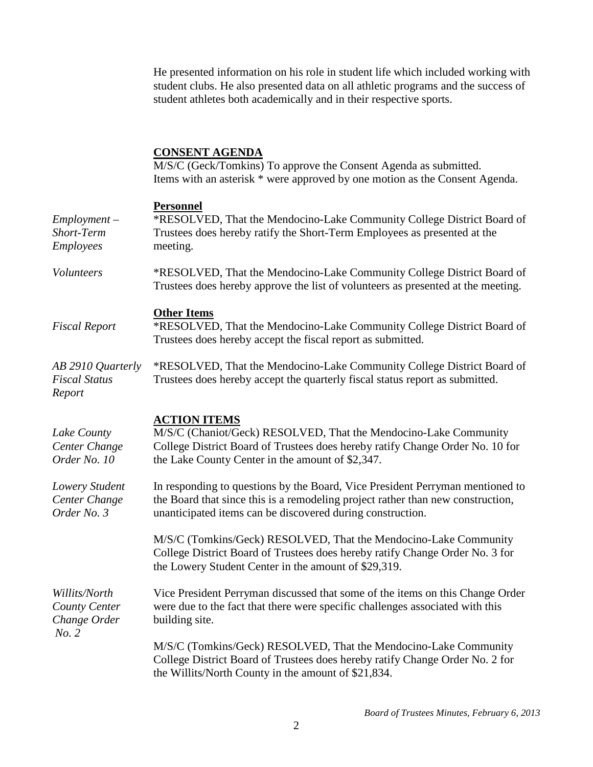He presented information on his role in student life which included working with student clubs. He also presented data on all athletic programs and the success of student athletes both academically and in their respective sports.

## CONSENT AGENDA

M/S/C (Geck/Tomkins) To approve the Consent Agenda as submitted. Items with an asterisk * were approved by one motion as the Consent Agenda.

### Personnel

*Employment – Short-Term Employees*

*RESOLVED, That the Mendocino-Lake Community College District Board of Trustees does hereby ratify the Short-Term Employees as presented at the meeting.

*Volunteers*

*RESOLVED, That the Mendocino-Lake Community College District Board of Trustees does hereby approve the list of volunteers as presented at the meeting.

### Other Items

*Fiscal Report*

*RESOLVED, That the Mendocino-Lake Community College District Board of Trustees does hereby accept the fiscal report as submitted.

*AB 2910 Quarterly Fiscal Status Report*

*RESOLVED, That the Mendocino-Lake Community College District Board of Trustees does hereby accept the quarterly fiscal status report as submitted.

## ACTION ITEMS

*Lake County Center Change Order No. 10*

M/S/C (Chaniot/Geck) RESOLVED, That the Mendocino-Lake Community College District Board of Trustees does hereby ratify Change Order No. 10 for the Lake County Center in the amount of $2,347.

*Lowery Student Center Change Order No. 3*

In responding to questions by the Board, Vice President Perryman mentioned to the Board that since this is a remodeling project rather than new construction, unanticipated items can be discovered during construction.

M/S/C (Tomkins/Geck) RESOLVED, That the Mendocino-Lake Community College District Board of Trustees does hereby ratify Change Order No. 3 for the Lowery Student Center in the amount of $29,319.

*Willits/North County Center Change Order No. 2*

Vice President Perryman discussed that some of the items on this Change Order were due to the fact that there were specific challenges associated with this building site.

M/S/C (Tomkins/Geck) RESOLVED, That the Mendocino-Lake Community College District Board of Trustees does hereby ratify Change Order No. 2 for the Willits/North County in the amount of $21,834.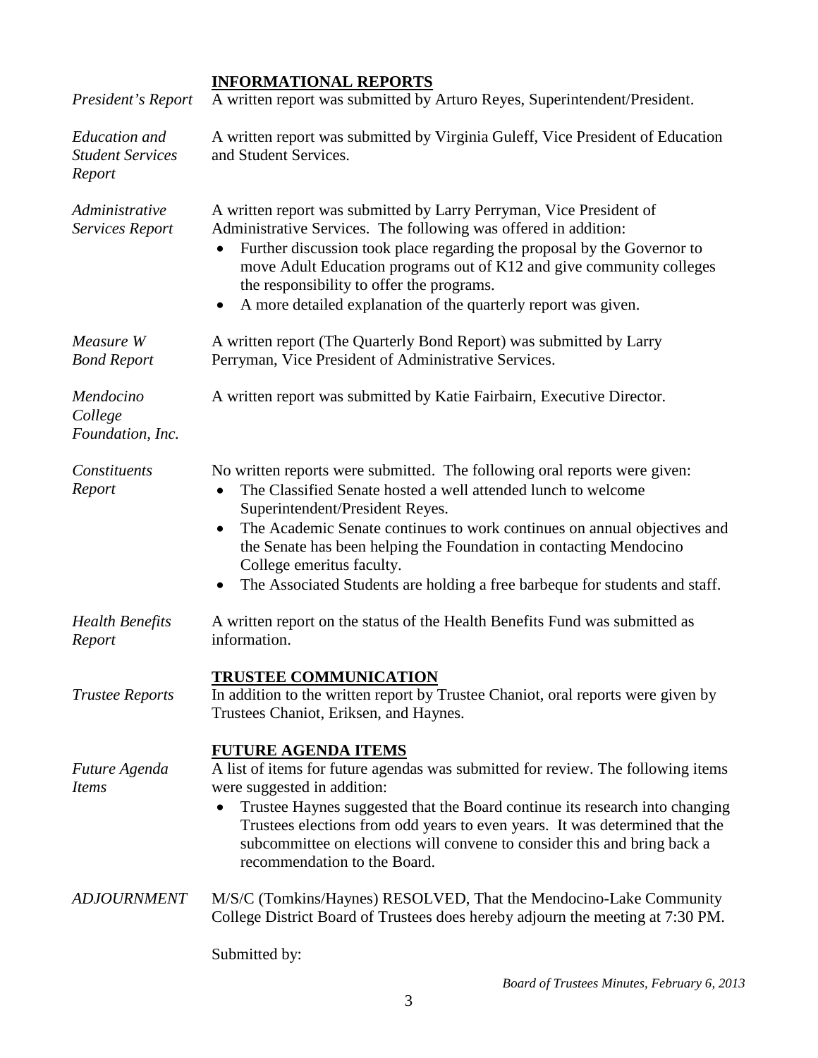## INFORMATIONAL REPORTS

*President's Report*
A written report was submitted by Arturo Reyes, Superintendent/President.

*Education and Student Services Report*
A written report was submitted by Virginia Guleff, Vice President of Education and Student Services.

*Administrative Services Report*
A written report was submitted by Larry Perryman, Vice President of Administrative Services. The following was offered in addition:

- Further discussion took place regarding the proposal by the Governor to move Adult Education programs out of K12 and give community colleges the responsibility to offer the programs.
- A more detailed explanation of the quarterly report was given.

*Measure W Bond Report*
A written report (The Quarterly Bond Report) was submitted by Larry Perryman, Vice President of Administrative Services.

*Mendocino College Foundation, Inc.*
A written report was submitted by Katie Fairbairn, Executive Director.

*Constituents Report*
No written reports were submitted. The following oral reports were given:

- The Classified Senate hosted a well attended lunch to welcome Superintendent/President Reyes.
- The Academic Senate continues to work continues on annual objectives and the Senate has been helping the Foundation in contacting Mendocino College emeritus faculty.
- The Associated Students are holding a free barbeque for students and staff.

*Health Benefits Report*
A written report on the status of the Health Benefits Fund was submitted as information.

## TRUSTEE COMMUNICATION

*Trustee Reports*
In addition to the written report by Trustee Chaniot, oral reports were given by Trustees Chaniot, Eriksen, and Haynes.

## FUTURE AGENDA ITEMS

*Future Agenda Items*
A list of items for future agendas was submitted for review. The following items were suggested in addition:

- Trustee Haynes suggested that the Board continue its research into changing Trustees elections from odd years to even years. It was determined that the subcommittee on elections will convene to consider this and bring back a recommendation to the Board.

*ADJOURNMENT*
M/S/C (Tomkins/Haynes) RESOLVED, That the Mendocino-Lake Community College District Board of Trustees does hereby adjourn the meeting at 7:30 PM.

Submitted by: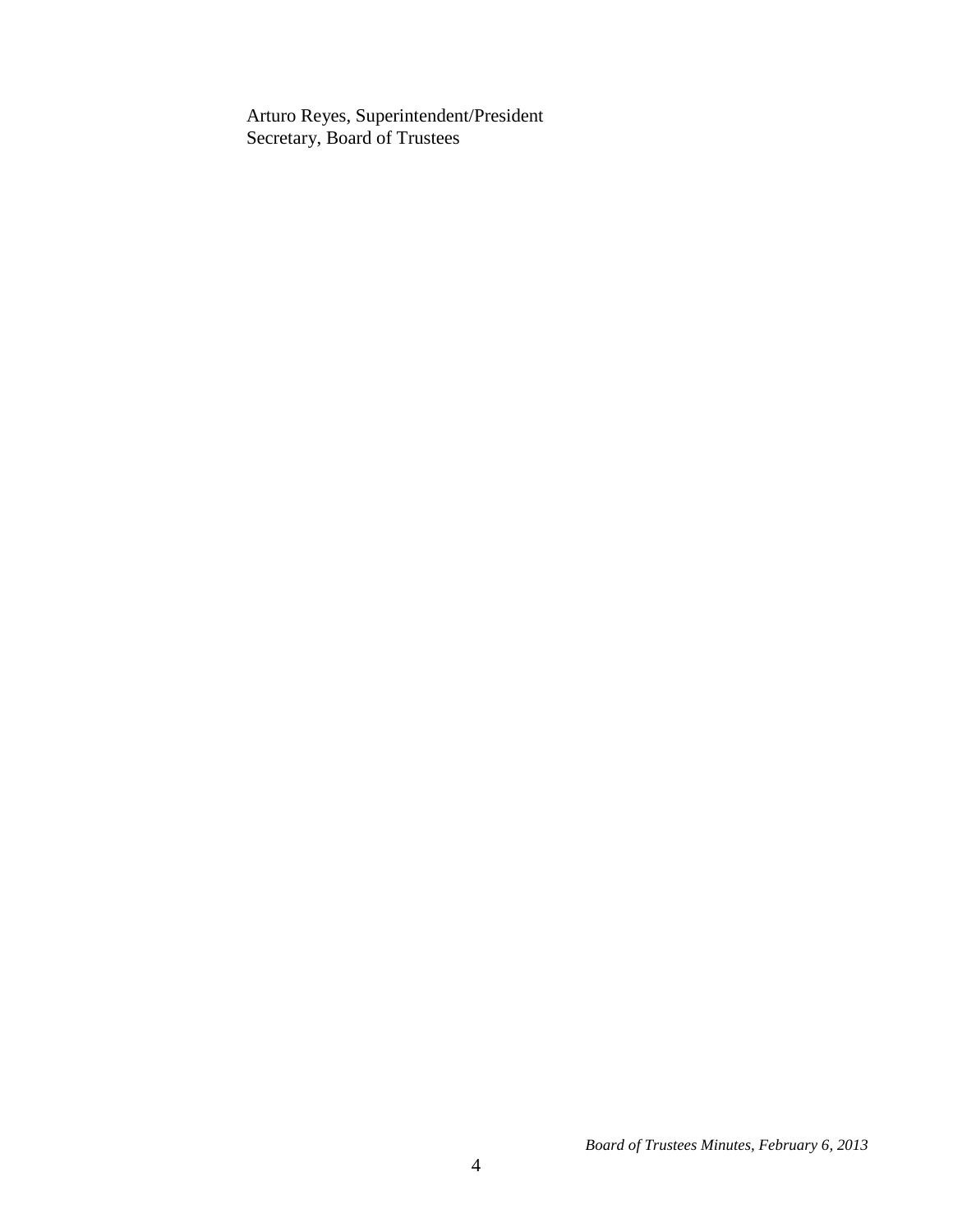Arturo Reyes, Superintendent/President
Secretary, Board of Trustees